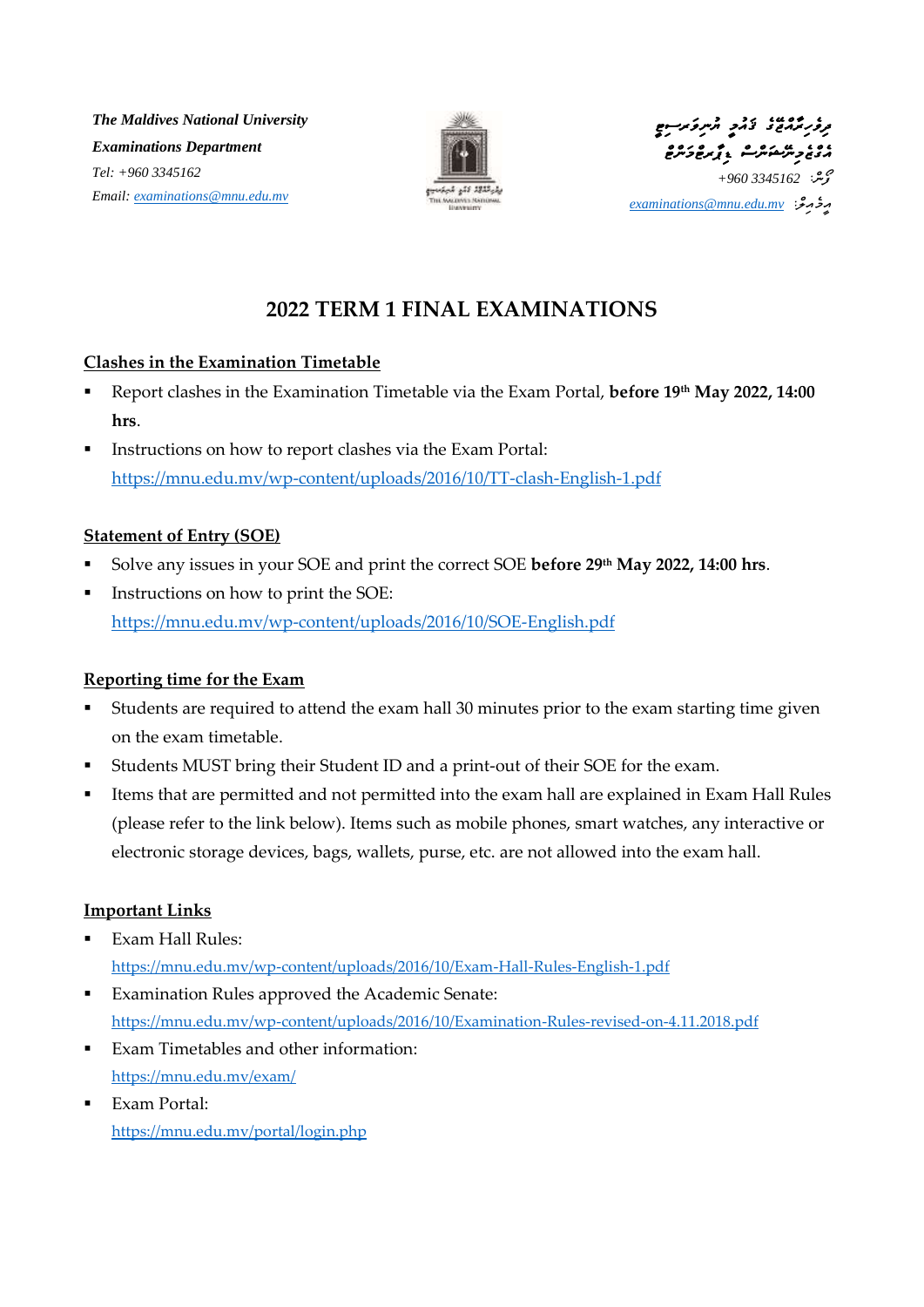*The Maldives National University*
*Examinations Department*
*Tel: +960 3345162*
*Email: examinations@mnu.edu.mv*

ދިވެހިރާއްޖޭގެ ޤައުމީ ޔުނިވަރސިޓީ
އެގްޒަމިނޭޝަންސް ޑިޕާޓްމަންޓް
ފޯނު: +960 3345162
އީމެއިލް: examinations@mnu.edu.mv

# 2022 TERM 1 FINAL EXAMINATIONS

## Clashes in the Examination Timetable

- Report clashes in the Examination Timetable via the Exam Portal, **before 19th May 2022, 14:00 hrs**.
- Instructions on how to report clashes via the Exam Portal:
  https://mnu.edu.mv/wp-content/uploads/2016/10/TT-clash-English-1.pdf

## Statement of Entry (SOE)

- Solve any issues in your SOE and print the correct SOE **before 29th May 2022, 14:00 hrs**.
- Instructions on how to print the SOE:
  https://mnu.edu.mv/wp-content/uploads/2016/10/SOE-English.pdf

## Reporting time for the Exam

- Students are required to attend the exam hall 30 minutes prior to the exam starting time given on the exam timetable.
- Students MUST bring their Student ID and a print-out of their SOE for the exam.
- Items that are permitted and not permitted into the exam hall are explained in Exam Hall Rules (please refer to the link below). Items such as mobile phones, smart watches, any interactive or electronic storage devices, bags, wallets, purse, etc. are not allowed into the exam hall.

## Important Links

- Exam Hall Rules:
  https://mnu.edu.mv/wp-content/uploads/2016/10/Exam-Hall-Rules-English-1.pdf
- Examination Rules approved the Academic Senate:
  https://mnu.edu.mv/wp-content/uploads/2016/10/Examination-Rules-revised-on-4.11.2018.pdf
- Exam Timetables and other information:
  https://mnu.edu.mv/exam/
- Exam Portal:
  https://mnu.edu.mv/portal/login.php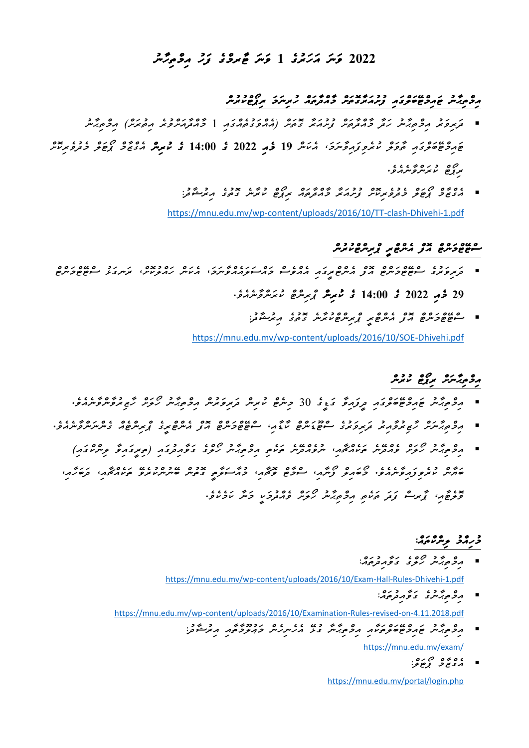# 2022 ވަނަ އަހަރުގެ 1 ވަނަ ޓާރމްގެ ފަހު އިމްތިހާން

## އިމްތިހާން ޓައިމްޓޭބަލްގައި ފުނިއަޅާފައިވާ މާއްދާއެއް ހިފާނަމަ ރިކުއެސްޓްކުރުން

- ދަރިވަރު އިމްތިހާން ހަދާ މާއްދާތައް ފުނިއަޅާ ގޮތަށް (އެއްވަގުތެއްގައި 1 މާއްދާއަށްވުރެ އިތުރަށް) އިމްތިހާން ޓައިމްޓޭބަލްގައި ތާވަލު ކުރެވިފައިވާނަމަ، އެކަން 19 މޭ 2022 ގެ 14:00 ގެ **ކުރިން** އެމްއެންޔޫ ޕޯޓަލް މެދުވެރިކޮށް ރިކުއެސްޓް ކުރަންވާނެއެވެ.
- އެމްއެންޔޫ ޕޯޓަލް މެދުވެރިކޮށް ފުނިއަޅާ މާއްދާއެއް ރިކުއެސްޓް ކުރާނެ ގޮތުގެ އިރުޝާދު:

https://mnu.edu.mv/wp-content/uploads/2016/10/TT-clash-Dhivehi-1.pdf

## ސްޓޭޓްމަންޓް އޮފް އެންޓްރީ ޕްރިންޓްކުރުން

- ދަރިވަރުގެ ސްޓޭޓްމަންޓް އޮފް އެންޓްރީގައި އެއްވެސް މައްސަލައެއްވާނަމަ، އެކަން ހައްލުކޮށް، ރަނގަޅު ސްޓޭޓްމަންޓް 29 މޭ 2022 ގެ 14:00 ގެ **ކުރިން ޕްރިންޓް** ކުރަންވާނެއެވެ.
- ސްޓޭޓްމަންޓް އޮފް އެންޓްރީ ޕްރިންޓްކުރާނެ ގޮތުގެ އިރުޝާދު:

https://mnu.edu.mv/wp-content/uploads/2016/10/SOE-Dhivehi.pdf

## އިމްތިހާނަށް ރިޕޯޓް ކުރުން

- އިމްތިހާން ޓައިމްޓޭބަލްގައި ލިޔެވިފައިވާ ގަޑީގެ 30 މިނެޓް ކުރިން ދަރިވަރުން އިމްތިހާން ހޯލަށް ހާޒިރުވާންވާނެއެވެ.
- އިމްތިހާނަށް ހާޒިރުވާއިރު ދަރިވަރުގެ ސްޓޫޑެންޓް ކާޑާއި، ސްޓޭޓްމަންޓް އޮފް އެންޓްރީގެ ޕްރިންޓެއް ގެންނަންވާނެއެވެ.
- އިމްތިހާން ހޯލަށް ފޯނާއި ބޭރު ކަރުދާސް ފަދަ ތަކެތި، އިމްތިހާން ހޯލުގެ ގަވާއިދުގައި (ތިރީގައިވާ ލިންކުގައި) ބަހައްޓަން ހުއްދަ ނުކުރެވޭނެއެވެ. މިބައިގެ ފޯނާއި، ސްމާޓް ވޮޗާއި، މައިކްރޯ ފޯނާއި، ބްލޫޓޫތު ފަދަ އިލެކްޓްރޯނިކް ތަކެތި، ދަބަސް، ފޮތްތައް، ޕާރސް ފަދަ ތަކެތި އިމްތިހާން ހޯލަށް ވެއްދުމަކީ މަނާ ކަމެކެވެ.

## މުހިންމު ލިންކުތައް:

- އިމްތިހާން ހޯލުގެ ގަވާއިދުތައް:

https://mnu.edu.mv/wp-content/uploads/2016/10/Exam-Hall-Rules-Dhivehi-1.pdf

- އިމްތިހާނުގެ ގަވާއިދުތައް:

https://mnu.edu.mv/wp-content/uploads/2016/10/Examination-Rules-revised-on-4.11.2018.pdf

- އިމްތިހާން ޓައިމްޓޭބަލްތަކާއި އިމްތިހާނާ ގުޅޭ އެންމެހައި މައުލޫމާތުތަކާއި އިރުޝާދު:

https://mnu.edu.mv/exam/

- އެމްއެންޔޫ ޕޯޓަލް:

https://mnu.edu.mv/portal/login.php